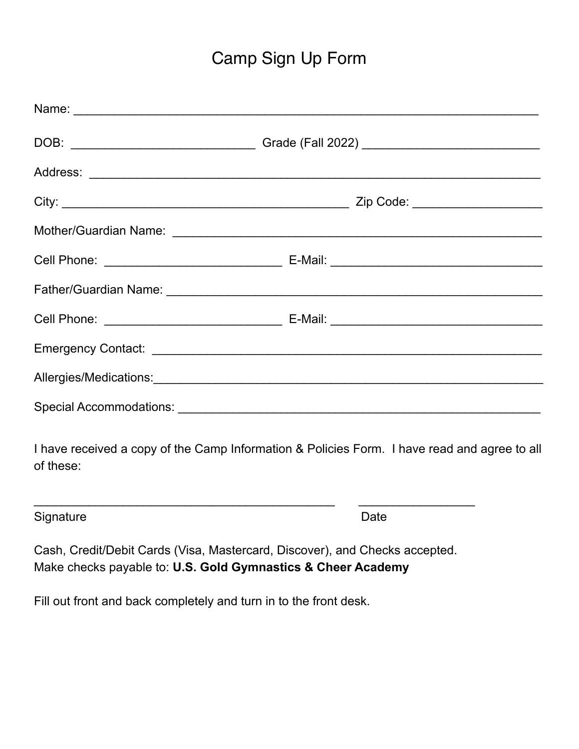# Camp Sign Up Form

Name: ___________________________________________________________________

DOB: ___________________________ Grade (Fall 2022) __________________________

Address: _________________________________________________________________

City: ___________________________________________ Zip Code: ___________________

Mother/Guardian Name: ______________________________________________________

Cell Phone: ___________________________ E-Mail: ________________________________

Father/Guardian Name: _______________________________________________________

Cell Phone: ___________________________ E-Mail: ________________________________

Emergency Contact: __________________________________________________________

Allergies/Medications:__________________________________________________________

Special Accommodations: ______________________________________________________

I have received a copy of the Camp Information & Policies Form. I have read and agree to all of these:

______________________________________________ _________________

Signature Date

Cash, Credit/Debit Cards (Visa, Mastercard, Discover), and Checks accepted.
Make checks payable to: **U.S. Gold Gymnastics & Cheer Academy**

Fill out front and back completely and turn in to the front desk.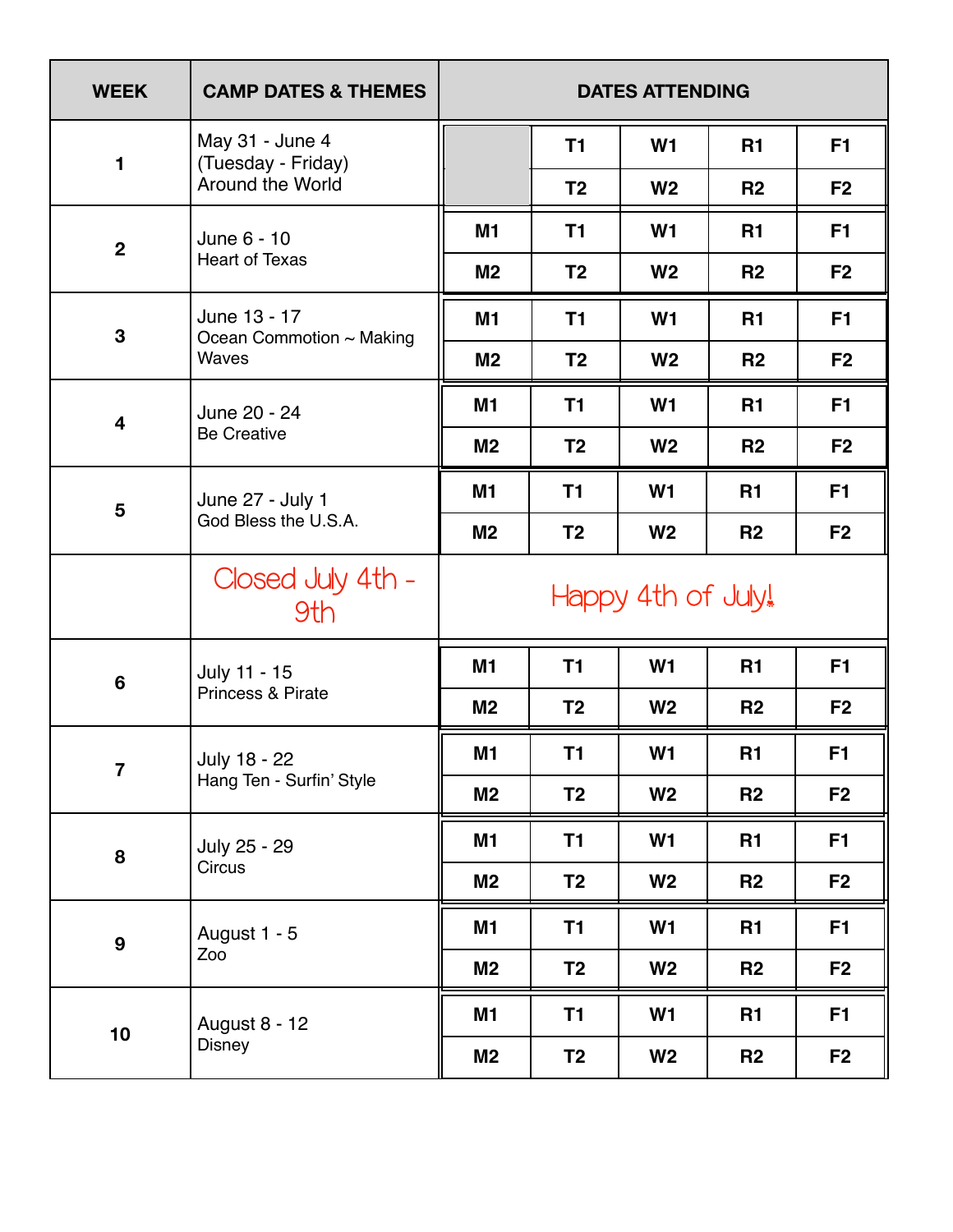| WEEK | CAMP DATES & THEMES | DATES ATTENDING | | | | |
|---|---|---|---|---|---|---|
| 1 | May 31 - June 4 (Tuesday - Friday) Around the World | | T1 | W1 | R1 | F1 |
| | | | T2 | W2 | R2 | F2 |
| 2 | June 6 - 10 Heart of Texas | M1 | T1 | W1 | R1 | F1 |
| | | M2 | T2 | W2 | R2 | F2 |
| 3 | June 13 - 17 Ocean Commotion ~ Making Waves | M1 | T1 | W1 | R1 | F1 |
| | | M2 | T2 | W2 | R2 | F2 |
| 4 | June 20 - 24 Be Creative | M1 | T1 | W1 | R1 | F1 |
| | | M2 | T2 | W2 | R2 | F2 |
| 5 | June 27 - July 1 God Bless the U.S.A. | M1 | T1 | W1 | R1 | F1 |
| | | M2 | T2 | W2 | R2 | F2 |
| | Closed July 4th - 9th | Happy 4th of July! | | | | |
| 6 | July 11 - 15 Princess & Pirate | M1 | T1 | W1 | R1 | F1 |
| | | M2 | T2 | W2 | R2 | F2 |
| 7 | July 18 - 22 Hang Ten - Surfin' Style | M1 | T1 | W1 | R1 | F1 |
| | | M2 | T2 | W2 | R2 | F2 |
| 8 | July 25 - 29 Circus | M1 | T1 | W1 | R1 | F1 |
| | | M2 | T2 | W2 | R2 | F2 |
| 9 | August 1 - 5 Zoo | M1 | T1 | W1 | R1 | F1 |
| | | M2 | T2 | W2 | R2 | F2 |
| 10 | August 8 - 12 Disney | M1 | T1 | W1 | R1 | F1 |
| | | M2 | T2 | W2 | R2 | F2 |